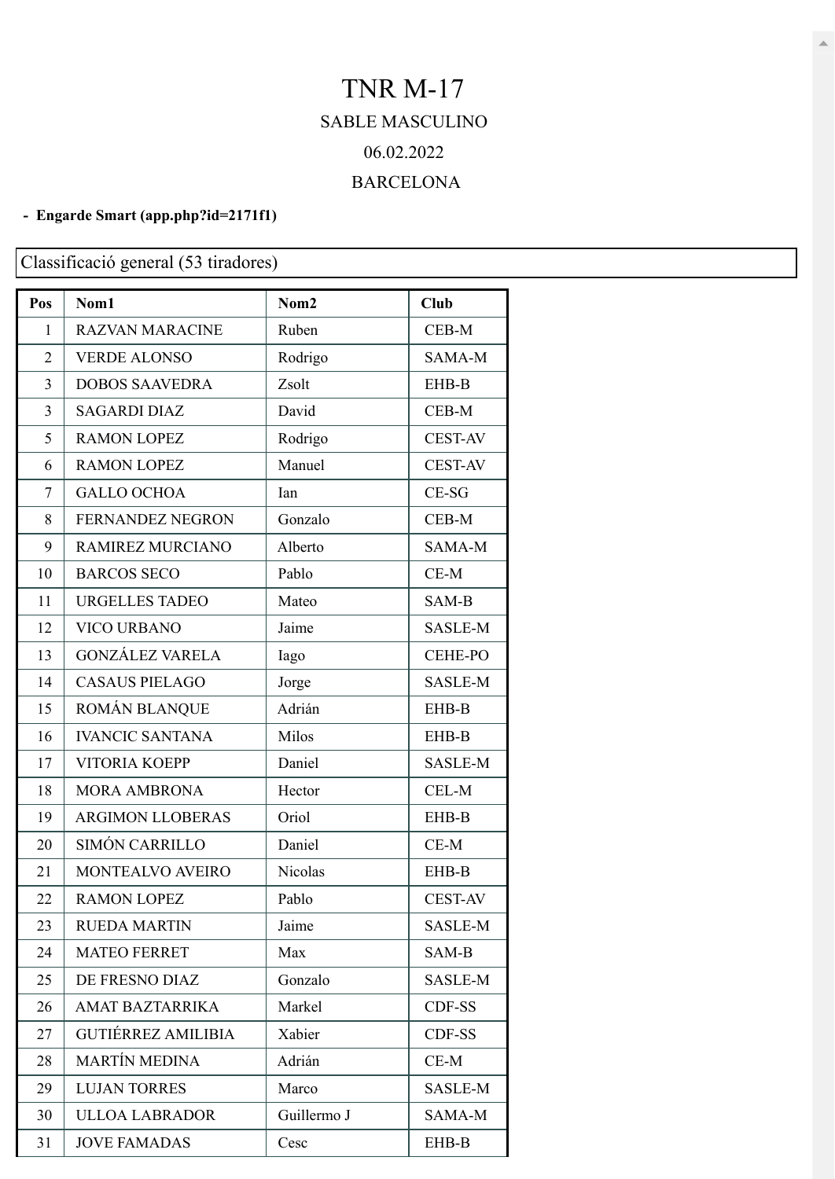# TNR M-17

SABLE MASCULINO

06.02.2022

BARCELONA

- **Engarde Smart (app.php?id=2171f1)**

Classificació general (53 tiradores)

| Pos | Nom1 | Nom2 | Club |
|---|---|---|---|
| 1 | RAZVAN MARACINE | Ruben | CEB-M |
| 2 | VERDE ALONSO | Rodrigo | SAMA-M |
| 3 | DOBOS SAAVEDRA | Zsolt | EHB-B |
| 3 | SAGARDI DIAZ | David | CEB-M |
| 5 | RAMON LOPEZ | Rodrigo | CEST-AV |
| 6 | RAMON LOPEZ | Manuel | CEST-AV |
| 7 | GALLO OCHOA | Ian | CE-SG |
| 8 | FERNANDEZ NEGRON | Gonzalo | CEB-M |
| 9 | RAMIREZ MURCIANO | Alberto | SAMA-M |
| 10 | BARCOS SECO | Pablo | CE-M |
| 11 | URGELLES TADEO | Mateo | SAM-B |
| 12 | VICO URBANO | Jaime | SASLE-M |
| 13 | GONZÁLEZ VARELA | Iago | CEHE-PO |
| 14 | CASAUS PIELAGO | Jorge | SASLE-M |
| 15 | ROMÁN BLANQUE | Adrián | EHB-B |
| 16 | IVANCIC SANTANA | Milos | EHB-B |
| 17 | VITORIA KOEPP | Daniel | SASLE-M |
| 18 | MORA AMBRONA | Hector | CEL-M |
| 19 | ARGIMON LLOBERAS | Oriol | EHB-B |
| 20 | SIMÓN CARRILLO | Daniel | CE-M |
| 21 | MONTEALVO AVEIRO | Nicolas | EHB-B |
| 22 | RAMON LOPEZ | Pablo | CEST-AV |
| 23 | RUEDA MARTIN | Jaime | SASLE-M |
| 24 | MATEO FERRET | Max | SAM-B |
| 25 | DE FRESNO DIAZ | Gonzalo | SASLE-M |
| 26 | AMAT BAZTARRIKA | Markel | CDF-SS |
| 27 | GUTIÉRREZ AMILIBIA | Xabier | CDF-SS |
| 28 | MARTÍN MEDINA | Adrián | CE-M |
| 29 | LUJAN TORRES | Marco | SASLE-M |
| 30 | ULLOA LABRADOR | Guillermo J | SAMA-M |
| 31 | JOVE FAMADAS | Cesc | EHB-B |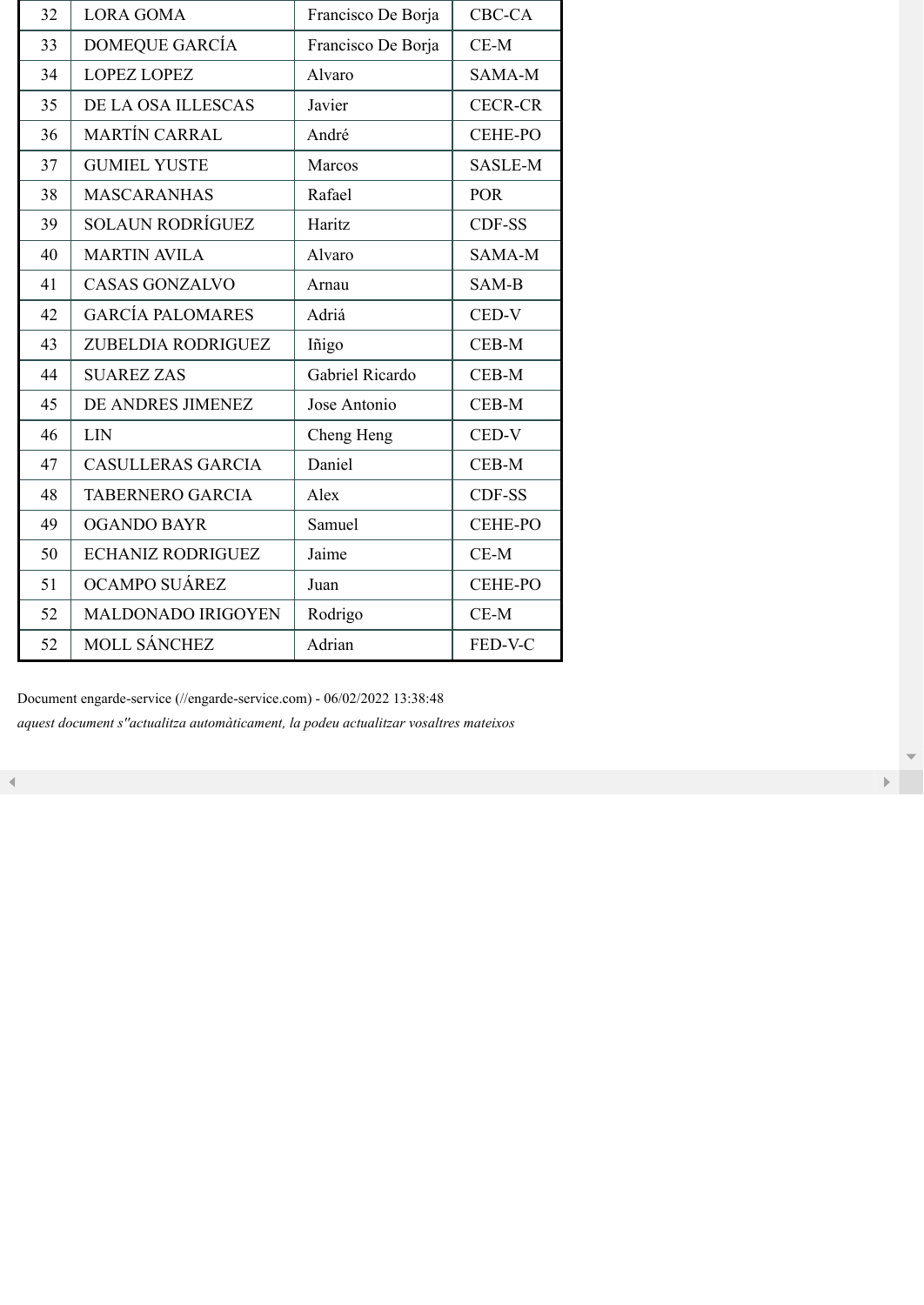| | | | |
|---|---|---|---|
| 32 | LORA GOMA | Francisco De Borja | CBC-CA |
| 33 | DOMEQUE GARCÍA | Francisco De Borja | CE-M |
| 34 | LOPEZ LOPEZ | Alvaro | SAMA-M |
| 35 | DE LA OSA ILLESCAS | Javier | CECR-CR |
| 36 | MARTÍN CARRAL | André | CEHE-PO |
| 37 | GUMIEL YUSTE | Marcos | SASLE-M |
| 38 | MASCARANHAS | Rafael | POR |
| 39 | SOLAUN RODRÍGUEZ | Haritz | CDF-SS |
| 40 | MARTIN AVILA | Alvaro | SAMA-M |
| 41 | CASAS GONZALVO | Arnau | SAM-B |
| 42 | GARCÍA PALOMARES | Adriá | CED-V |
| 43 | ZUBELDIA RODRIGUEZ | Iñigo | CEB-M |
| 44 | SUAREZ ZAS | Gabriel Ricardo | CEB-M |
| 45 | DE ANDRES JIMENEZ | Jose Antonio | CEB-M |
| 46 | LIN | Cheng Heng | CED-V |
| 47 | CASULLERAS GARCIA | Daniel | CEB-M |
| 48 | TABERNERO GARCIA | Alex | CDF-SS |
| 49 | OGANDO BAYR | Samuel | CEHE-PO |
| 50 | ECHANIZ RODRIGUEZ | Jaime | CE-M |
| 51 | OCAMPO SUÁREZ | Juan | CEHE-PO |
| 52 | MALDONADO IRIGOYEN | Rodrigo | CE-M |
| 52 | MOLL SÁNCHEZ | Adrian | FED-V-C |

Document engarde-service (//engarde-service.com) - 06/02/2022 13:38:48

*aquest document s''actualitza automàticament, la podeu actualitzar vosaltres mateixos*